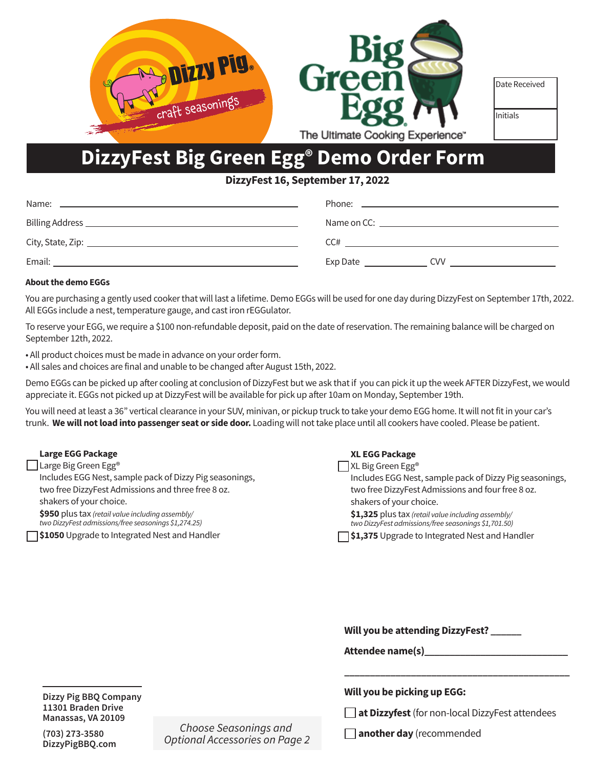Dizzy Pig® craft seasonings

Big Green Egg. The Ultimate Cooking Experience™

| Date Received |
|---|
| Initials |

# DizzyFest Big Green Egg® Demo Order Form

**DizzyFest 16, September 17, 2022**

Name: ______________________________

Billing Address ______________________________

City, State, Zip: ______________________________

Email: ______________________________

Phone: ______________________________

Name on CC: ______________________________

CC# ______________________________

Exp Date ____________ CVV ____________

**About the demo EGGs**

You are purchasing a gently used cooker that will last a lifetime. Demo EGGs will be used for one day during DizzyFest on September 17th, 2022. All EGGs include a nest, temperature gauge, and cast iron rEGGulator.

To reserve your EGG, we require a $100 non-refundable deposit, paid on the date of reservation. The remaining balance will be charged on September 12th, 2022.

- All product choices must be made in advance on your order form.
- All sales and choices are final and unable to be changed after August 15th, 2022.

Demo EGGs can be picked up after cooling at conclusion of DizzyFest but we ask that if you can pick it up the week AFTER DizzyFest, we would appreciate it. EGGs not picked up at DizzyFest will be available for pick up after 10am on Monday, September 19th.

You will need at least a 36" vertical clearance in your SUV, minivan, or pickup truck to take your demo EGG home. It will not fit in your car's trunk. **We will not load into passenger seat or side door.** Loading will not take place until all cookers have cooled. Please be patient.

**Large EGG Package**

☐ Large Big Green Egg®
Includes EGG Nest, sample pack of Dizzy Pig seasonings, two free DizzyFest Admissions and three free 8 oz. shakers of your choice.
**$950** plus tax *(retail value including assembly/ two DizzyFest admissions/free seasonings $1,274.25)*

☐ **$1050** Upgrade to Integrated Nest and Handler

**XL EGG Package**

☐ XL Big Green Egg®
Includes EGG Nest, sample pack of Dizzy Pig seasonings, two free DizzyFest Admissions and four free 8 oz. shakers of your choice.
**$1,325** plus tax *(retail value including assembly/ two DizzyFest admissions/free seasonings $1,701.50)*

☐ **$1,375** Upgrade to Integrated Nest and Handler

**Will you be attending DizzyFest?** ______

**Attendee name(s)**______________________________

______________________________

**Will you be picking up EGG:**

☐ **at Dizzyfest** (for non-local DizzyFest attendees

☐ **another day** (recommended

**Dizzy Pig BBQ Company**
**11301 Braden Drive**
**Manassas, VA 20109**

**(703) 273-3580**
**DizzyPigBBQ.com**

*Choose Seasonings and Optional Accessories on Page 2*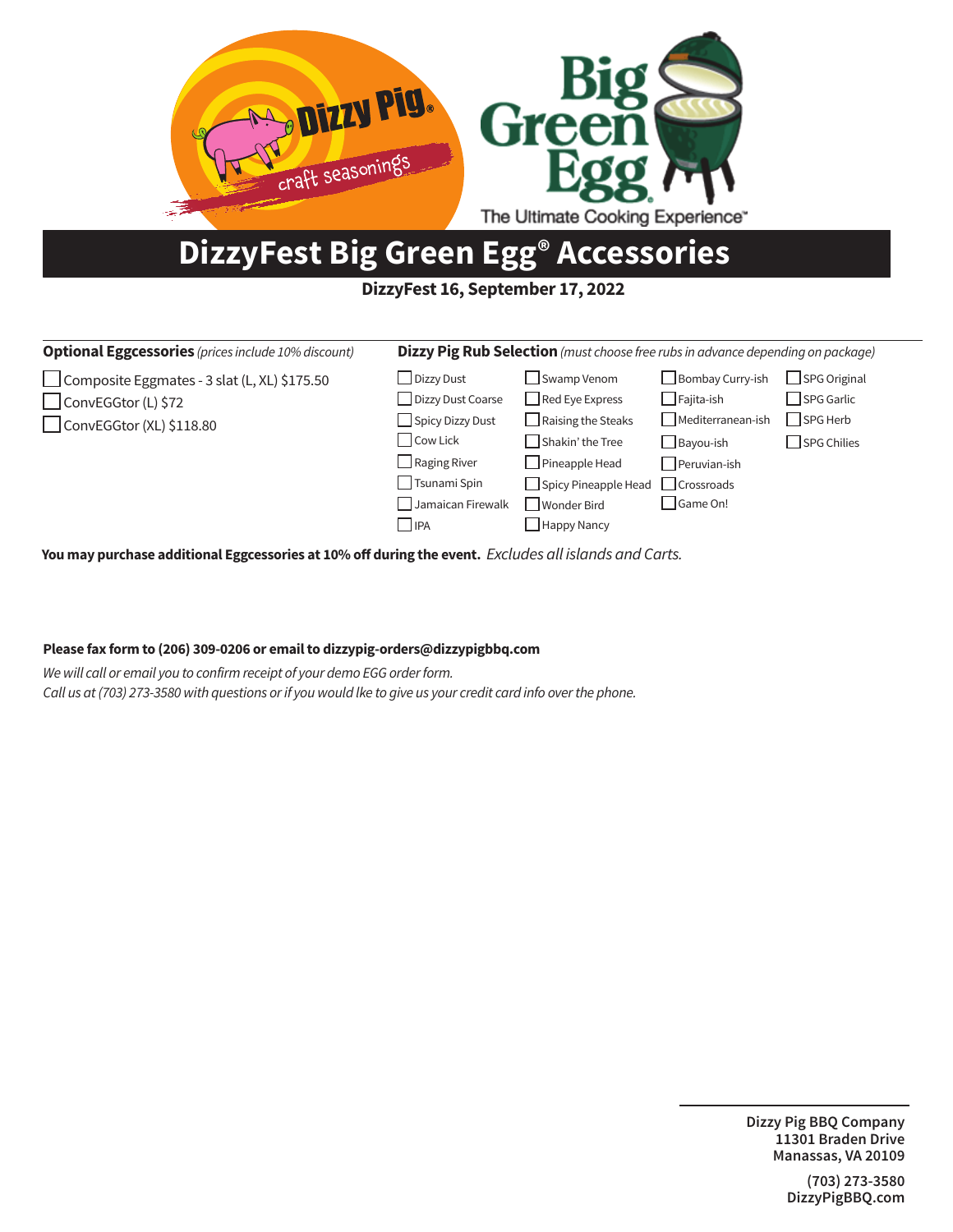# DizzyFest Big Green Egg® Accessories

**DizzyFest 16, September 17, 2022**

**Optional Eggcessories** *(prices include 10% discount)*

- ☐ Composite Eggmates - 3 slat (L, XL) $175.50
- ☐ ConvEGGtor (L) $72
- ☐ ConvEGGtor (XL) $118.80

**Dizzy Pig Rub Selection** *(must choose free rubs in advance depending on package)*

| | | | |
|---|---|---|---|
| ☐ Dizzy Dust | ☐ Swamp Venom | ☐ Bombay Curry-ish | ☐ SPG Original |
| ☐ Dizzy Dust Coarse | ☐ Red Eye Express | ☐ Fajita-ish | ☐ SPG Garlic |
| ☐ Spicy Dizzy Dust | ☐ Raising the Steaks | ☐ Mediterranean-ish | ☐ SPG Herb |
| ☐ Cow Lick | ☐ Shakin' the Tree | ☐ Bayou-ish | ☐ SPG Chilies |
| ☐ Raging River | ☐ Pineapple Head | ☐ Peruvian-ish | |
| ☐ Tsunami Spin | ☐ Spicy Pineapple Head | ☐ Crossroads | |
| ☐ Jamaican Firewalk | ☐ Wonder Bird | ☐ Game On! | |
| ☐ IPA | ☐ Happy Nancy | | |

**You may purchase additional Eggcessories at 10% off during the event.** *Excludes all islands and Carts.*

**Please fax form to (206) 309-0206 or email to dizzypig-orders@dizzypigbbq.com**

*We will call or email you to confirm receipt of your demo EGG order form.*
*Call us at (703) 273-3580 with questions or if you would lke to give us your credit card info over the phone.*

**Dizzy Pig BBQ Company**
**11301 Braden Drive**
**Manassas, VA 20109**

**(703) 273-3580**
**DizzyPigBBQ.com**